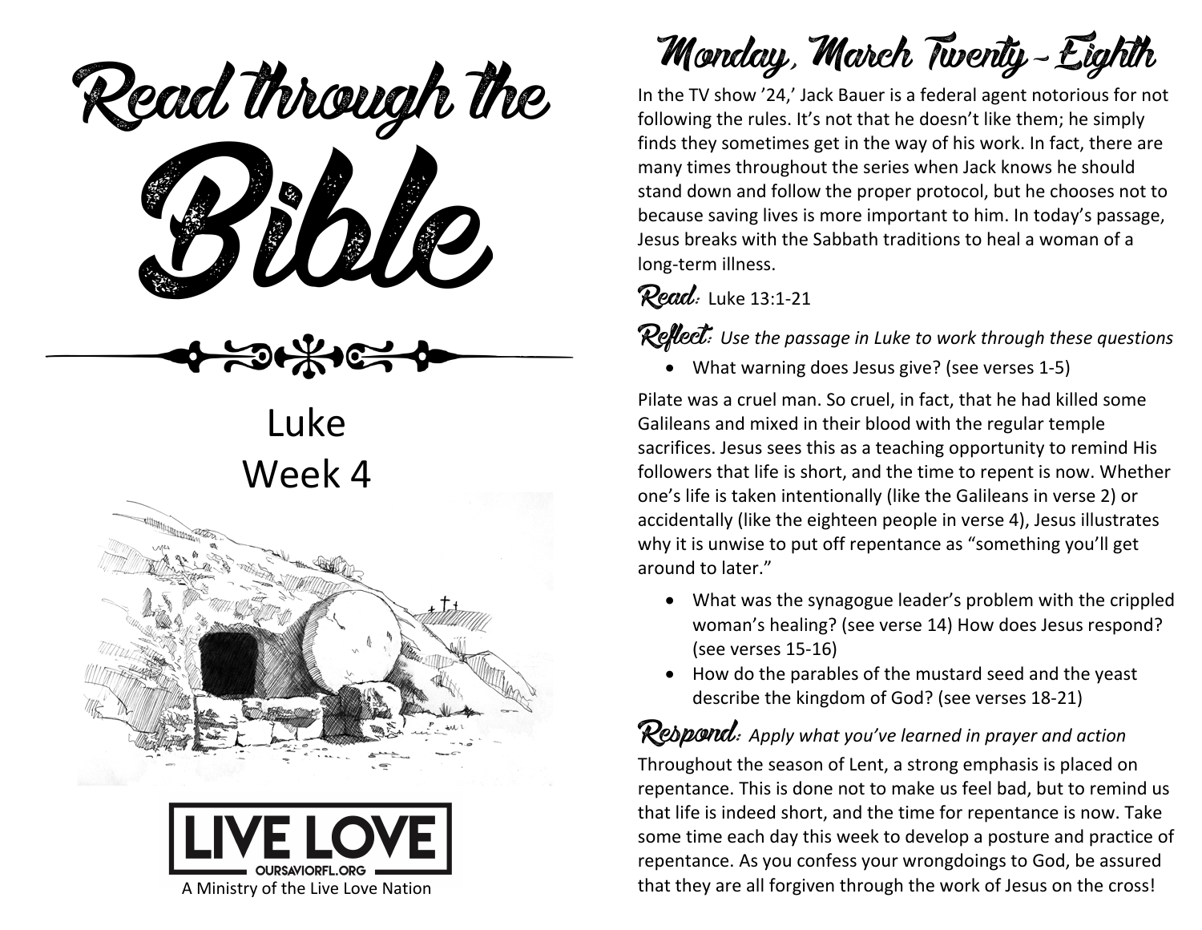# Read through the Bible

Luke
Week 4

**LIVE LOVE**
OURSAVIORFL.ORG
A Ministry of the Live Love Nation

## Monday, March Twenty-Eighth

In the TV show '24,' Jack Bauer is a federal agent notorious for not following the rules. It's not that he doesn't like them; he simply finds they sometimes get in the way of his work. In fact, there are many times throughout the series when Jack knows he should stand down and follow the proper protocol, but he chooses not to because saving lives is more important to him. In today's passage, Jesus breaks with the Sabbath traditions to heal a woman of a long-term illness.

**Read:** Luke 13:1-21

**Reflect:** *Use the passage in Luke to work through these questions*

- What warning does Jesus give? (see verses 1-5)

Pilate was a cruel man. So cruel, in fact, that he had killed some Galileans and mixed in their blood with the regular temple sacrifices. Jesus sees this as a teaching opportunity to remind His followers that life is short, and the time to repent is now. Whether one's life is taken intentionally (like the Galileans in verse 2) or accidentally (like the eighteen people in verse 4), Jesus illustrates why it is unwise to put off repentance as "something you'll get around to later."

- What was the synagogue leader's problem with the crippled woman's healing? (see verse 14) How does Jesus respond? (see verses 15-16)
- How do the parables of the mustard seed and the yeast describe the kingdom of God? (see verses 18-21)

**Respond:** *Apply what you've learned in prayer and action*

Throughout the season of Lent, a strong emphasis is placed on repentance. This is done not to make us feel bad, but to remind us that life is indeed short, and the time for repentance is now. Take some time each day this week to develop a posture and practice of repentance. As you confess your wrongdoings to God, be assured that they are all forgiven through the work of Jesus on the cross!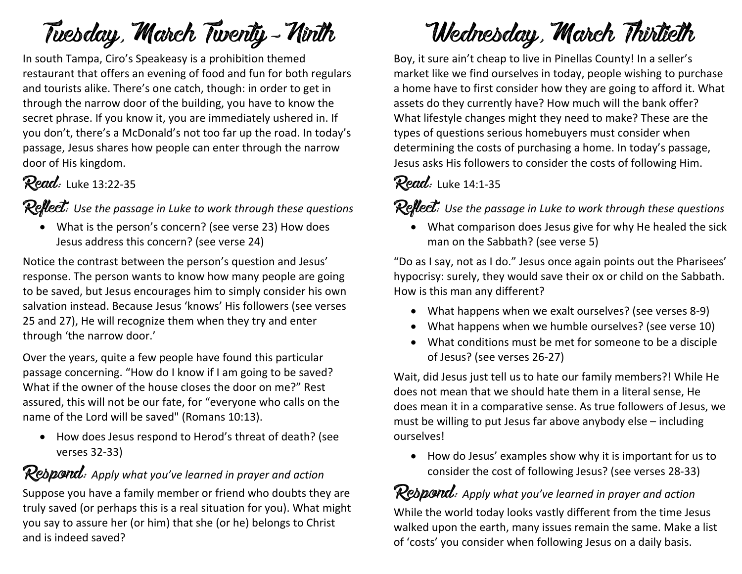# Tuesday, March Twenty-Ninth

In south Tampa, Ciro's Speakeasy is a prohibition themed restaurant that offers an evening of food and fun for both regulars and tourists alike. There's one catch, though: in order to get in through the narrow door of the building, you have to know the secret phrase. If you know it, you are immediately ushered in. If you don't, there's a McDonald's not too far up the road. In today's passage, Jesus shares how people can enter through the narrow door of His kingdom.

**Read:** Luke 13:22-35

**Reflect:** *Use the passage in Luke to work through these questions*

- What is the person's concern? (see verse 23) How does Jesus address this concern? (see verse 24)

Notice the contrast between the person's question and Jesus' response. The person wants to know how many people are going to be saved, but Jesus encourages him to simply consider his own salvation instead. Because Jesus 'knows' His followers (see verses 25 and 27), He will recognize them when they try and enter through 'the narrow door.'

Over the years, quite a few people have found this particular passage concerning. "How do I know if I am going to be saved? What if the owner of the house closes the door on me?" Rest assured, this will not be our fate, for "everyone who calls on the name of the Lord will be saved" (Romans 10:13).

- How does Jesus respond to Herod's threat of death? (see verses 32-33)

**Respond:** *Apply what you've learned in prayer and action*

Suppose you have a family member or friend who doubts they are truly saved (or perhaps this is a real situation for you). What might you say to assure her (or him) that she (or he) belongs to Christ and is indeed saved?

# Wednesday, March Thirtieth

Boy, it sure ain't cheap to live in Pinellas County! In a seller's market like we find ourselves in today, people wishing to purchase a home have to first consider how they are going to afford it. What assets do they currently have? How much will the bank offer? What lifestyle changes might they need to make? These are the types of questions serious homebuyers must consider when determining the costs of purchasing a home. In today's passage, Jesus asks His followers to consider the costs of following Him.

**Read:** Luke 14:1-35

**Reflect:** *Use the passage in Luke to work through these questions*

- What comparison does Jesus give for why He healed the sick man on the Sabbath? (see verse 5)

"Do as I say, not as I do." Jesus once again points out the Pharisees' hypocrisy: surely, they would save their ox or child on the Sabbath. How is this man any different?

- What happens when we exalt ourselves? (see verses 8-9)
- What happens when we humble ourselves? (see verse 10)
- What conditions must be met for someone to be a disciple of Jesus? (see verses 26-27)

Wait, did Jesus just tell us to hate our family members?! While He does not mean that we should hate them in a literal sense, He does mean it in a comparative sense. As true followers of Jesus, we must be willing to put Jesus far above anybody else – including ourselves!

- How do Jesus' examples show why it is important for us to consider the cost of following Jesus? (see verses 28-33)

**Respond:** *Apply what you've learned in prayer and action*

While the world today looks vastly different from the time Jesus walked upon the earth, many issues remain the same. Make a list of 'costs' you consider when following Jesus on a daily basis.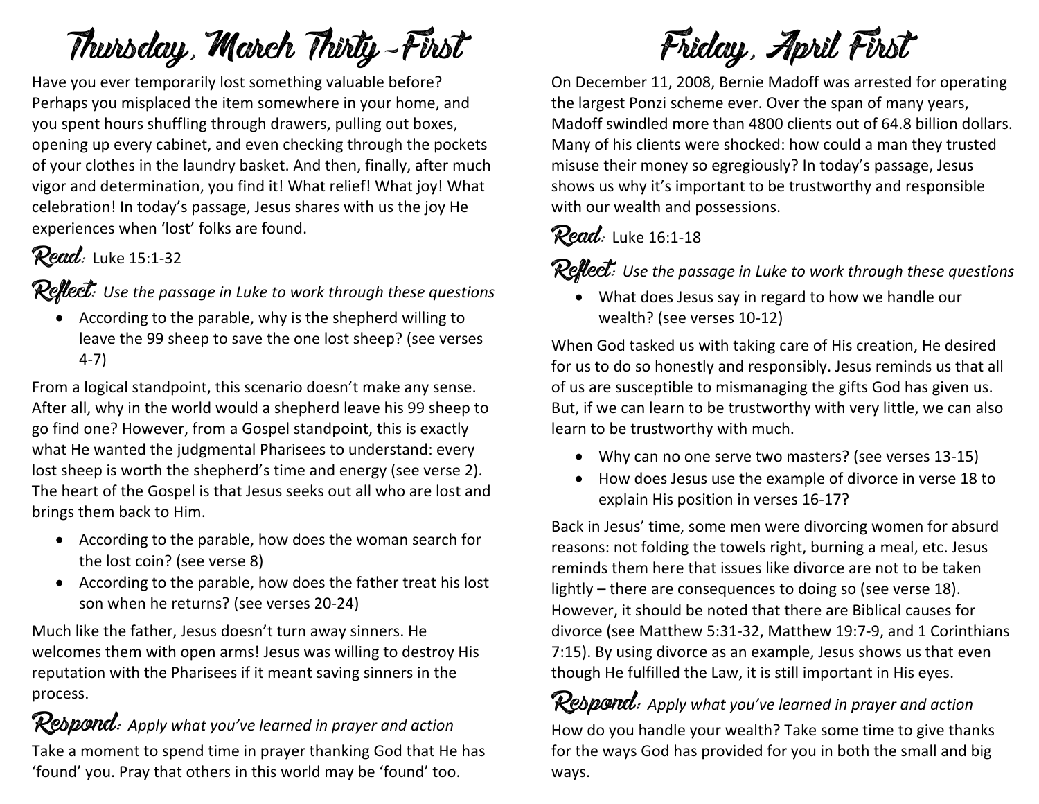# Thursday, March Thirty-First

Have you ever temporarily lost something valuable before? Perhaps you misplaced the item somewhere in your home, and you spent hours shuffling through drawers, pulling out boxes, opening up every cabinet, and even checking through the pockets of your clothes in the laundry basket. And then, finally, after much vigor and determination, you find it! What relief! What joy! What celebration! In today's passage, Jesus shares with us the joy He experiences when 'lost' folks are found.

**Read:** Luke 15:1-32

**Reflect:** *Use the passage in Luke to work through these questions*

- According to the parable, why is the shepherd willing to leave the 99 sheep to save the one lost sheep? (see verses 4-7)

From a logical standpoint, this scenario doesn't make any sense. After all, why in the world would a shepherd leave his 99 sheep to go find one? However, from a Gospel standpoint, this is exactly what He wanted the judgmental Pharisees to understand: every lost sheep is worth the shepherd's time and energy (see verse 2). The heart of the Gospel is that Jesus seeks out all who are lost and brings them back to Him.

- According to the parable, how does the woman search for the lost coin? (see verse 8)
- According to the parable, how does the father treat his lost son when he returns? (see verses 20-24)

Much like the father, Jesus doesn't turn away sinners. He welcomes them with open arms! Jesus was willing to destroy His reputation with the Pharisees if it meant saving sinners in the process.

**Respond:** *Apply what you've learned in prayer and action*

Take a moment to spend time in prayer thanking God that He has 'found' you. Pray that others in this world may be 'found' too.

# Friday, April First

On December 11, 2008, Bernie Madoff was arrested for operating the largest Ponzi scheme ever. Over the span of many years, Madoff swindled more than 4800 clients out of 64.8 billion dollars. Many of his clients were shocked: how could a man they trusted misuse their money so egregiously? In today's passage, Jesus shows us why it's important to be trustworthy and responsible with our wealth and possessions.

**Read:** Luke 16:1-18

**Reflect:** *Use the passage in Luke to work through these questions*

- What does Jesus say in regard to how we handle our wealth? (see verses 10-12)

When God tasked us with taking care of His creation, He desired for us to do so honestly and responsibly. Jesus reminds us that all of us are susceptible to mismanaging the gifts God has given us. But, if we can learn to be trustworthy with very little, we can also learn to be trustworthy with much.

- Why can no one serve two masters? (see verses 13-15)
- How does Jesus use the example of divorce in verse 18 to explain His position in verses 16-17?

Back in Jesus' time, some men were divorcing women for absurd reasons: not folding the towels right, burning a meal, etc. Jesus reminds them here that issues like divorce are not to be taken lightly – there are consequences to doing so (see verse 18). However, it should be noted that there are Biblical causes for divorce (see Matthew 5:31-32, Matthew 19:7-9, and 1 Corinthians 7:15). By using divorce as an example, Jesus shows us that even though He fulfilled the Law, it is still important in His eyes.

**Respond:** *Apply what you've learned in prayer and action*

How do you handle your wealth? Take some time to give thanks for the ways God has provided for you in both the small and big ways.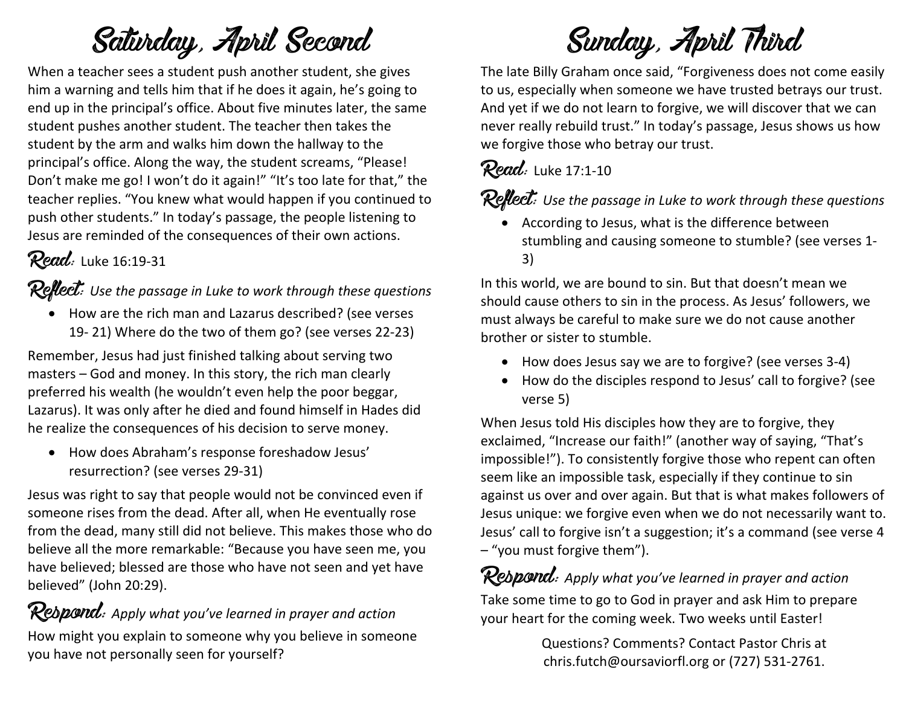# Saturday, April Second

When a teacher sees a student push another student, she gives him a warning and tells him that if he does it again, he's going to end up in the principal's office. About five minutes later, the same student pushes another student. The teacher then takes the student by the arm and walks him down the hallway to the principal's office. Along the way, the student screams, "Please! Don't make me go! I won't do it again!" "It's too late for that," the teacher replies. "You knew what would happen if you continued to push other students." In today's passage, the people listening to Jesus are reminded of the consequences of their own actions.

**Read:** Luke 16:19-31

**Reflect:** *Use the passage in Luke to work through these questions*

- How are the rich man and Lazarus described? (see verses 19- 21) Where do the two of them go? (see verses 22-23)

Remember, Jesus had just finished talking about serving two masters – God and money. In this story, the rich man clearly preferred his wealth (he wouldn't even help the poor beggar, Lazarus). It was only after he died and found himself in Hades did he realize the consequences of his decision to serve money.

- How does Abraham's response foreshadow Jesus' resurrection? (see verses 29-31)

Jesus was right to say that people would not be convinced even if someone rises from the dead. After all, when He eventually rose from the dead, many still did not believe. This makes those who do believe all the more remarkable: "Because you have seen me, you have believed; blessed are those who have not seen and yet have believed" (John 20:29).

**Respond:** *Apply what you've learned in prayer and action*

How might you explain to someone why you believe in someone you have not personally seen for yourself?

# Sunday, April Third

The late Billy Graham once said, "Forgiveness does not come easily to us, especially when someone we have trusted betrays our trust. And yet if we do not learn to forgive, we will discover that we can never really rebuild trust." In today's passage, Jesus shows us how we forgive those who betray our trust.

**Read:** Luke 17:1-10

**Reflect:** *Use the passage in Luke to work through these questions*

- According to Jesus, what is the difference between stumbling and causing someone to stumble? (see verses 1-3)

In this world, we are bound to sin. But that doesn't mean we should cause others to sin in the process. As Jesus' followers, we must always be careful to make sure we do not cause another brother or sister to stumble.

- How does Jesus say we are to forgive? (see verses 3-4)
- How do the disciples respond to Jesus' call to forgive? (see verse 5)

When Jesus told His disciples how they are to forgive, they exclaimed, "Increase our faith!" (another way of saying, "That's impossible!"). To consistently forgive those who repent can often seem like an impossible task, especially if they continue to sin against us over and over again. But that is what makes followers of Jesus unique: we forgive even when we do not necessarily want to. Jesus' call to forgive isn't a suggestion; it's a command (see verse 4 – "you must forgive them").

**Respond:** *Apply what you've learned in prayer and action*

Take some time to go to God in prayer and ask Him to prepare your heart for the coming week. Two weeks until Easter!

Questions? Comments? Contact Pastor Chris at chris.futch@oursaviorfl.org or (727) 531-2761.